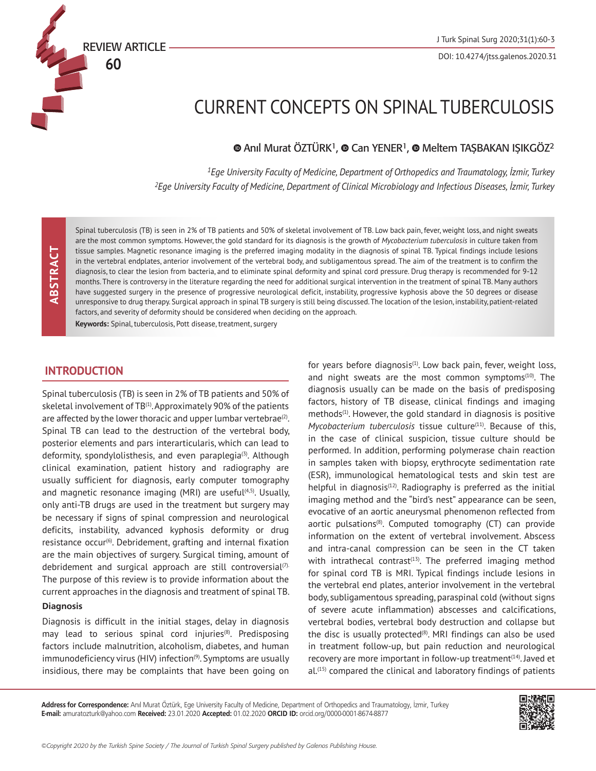REVIEW ARTICLE

# CURRENT CONCEPTS ON SPINAL TUBERCULOSIS

Anıl Murat ÖZTÜRK[1], Can YENER[1], Meltem TAŞBAKAN IŞIKGÖZ[2]

[1]Ege University Faculty of Medicine, Department of Orthopedics and Traumatology, İzmir, Turkey
[2]Ege University Faculty of Medicine, Department of Clinical Microbiology and Infectious Diseases, İzmir, Turkey

## ABSTRACT

Spinal tuberculosis (TB) is seen in 2% of TB patients and 50% of skeletal involvement of TB. Low back pain, fever, weight loss, and night sweats are the most common symptoms. However, the gold standard for its diagnosis is the growth of *Mycobacterium tuberculosis* in culture taken from tissue samples. Magnetic resonance imaging is the preferred imaging modality in the diagnosis of spinal TB. Typical findings include lesions in the vertebral endplates, anterior involvement of the vertebral body, and subligamentous spread. The aim of the treatment is to confirm the diagnosis, to clear the lesion from bacteria, and to eliminate spinal deformity and spinal cord pressure. Drug therapy is recommended for 9-12 months. There is controversy in the literature regarding the need for additional surgical intervention in the treatment of spinal TB. Many authors have suggested surgery in the presence of progressive neurological deficit, instability, progressive kyphosis above the 50 degrees or disease unresponsive to drug therapy. Surgical approach in spinal TB surgery is still being discussed. The location of the lesion, instability, patient-related factors, and severity of deformity should be considered when deciding on the approach.

**Keywords:** Spinal, tuberculosis, Pott disease, treatment, surgery

## INTRODUCTION

Spinal tuberculosis (TB) is seen in 2% of TB patients and 50% of skeletal involvement of TB[1]. Approximately 90% of the patients are affected by the lower thoracic and upper lumbar vertebrae[2]. Spinal TB can lead to the destruction of the vertebral body, posterior elements and pars interarticularis, which can lead to deformity, spondylolisthesis, and even paraplegia[3]. Although clinical examination, patient history and radiography are usually sufficient for diagnosis, early computer tomography and magnetic resonance imaging (MRI) are useful[4,5]. Usually, only anti-TB drugs are used in the treatment but surgery may be necessary if signs of spinal compression and neurological deficits, instability, advanced kyphosis deformity or drug resistance occur[6]. Debridement, grafting and internal fixation are the main objectives of surgery. Surgical timing, amount of debridement and surgical approach are still controversial[7]. The purpose of this review is to provide information about the current approaches in the diagnosis and treatment of spinal TB.

### Diagnosis

Diagnosis is difficult in the initial stages, delay in diagnosis may lead to serious spinal cord injuries[8]. Predisposing factors include malnutrition, alcoholism, diabetes, and human immunodeficiency virus (HIV) infection[9]. Symptoms are usually insidious, there may be complaints that have been going on for years before diagnosis[1]. Low back pain, fever, weight loss, and night sweats are the most common symptoms[10]. The diagnosis usually can be made on the basis of predisposing factors, history of TB disease, clinical findings and imaging methods[1]. However, the gold standard in diagnosis is positive *Mycobacterium tuberculosis* tissue culture[11]. Because of this, in the case of clinical suspicion, tissue culture should be performed. In addition, performing polymerase chain reaction in samples taken with biopsy, erythrocyte sedimentation rate (ESR), immunological hematological tests and skin test are helpful in diagnosis[12]. Radiography is preferred as the initial imaging method and the "bird's nest" appearance can be seen, evocative of an aortic aneurysmal phenomenon reflected from aortic pulsations[8]. Computed tomography (CT) can provide information on the extent of vertebral involvement. Abscess and intra-canal compression can be seen in the CT taken with intrathecal contrast[13]. The preferred imaging method for spinal cord TB is MRI. Typical findings include lesions in the vertebral end plates, anterior involvement in the vertebral body, subligamentous spreading, paraspinal cold (without signs of severe acute inflammation) abscesses and calcifications, vertebral bodies, vertebral body destruction and collapse but the disc is usually protected[8]. MRI findings can also be used in treatment follow-up, but pain reduction and neurological recovery are more important in follow-up treatment[14]. Javed et al.[15] compared the clinical and laboratory findings of patients

**Address for Correspondence:** Anıl Murat Öztürk, Ege University Faculty of Medicine, Department of Orthopedics and Traumatology, İzmir, Turkey
**E-mail:** amuratozturk@yahoo.com **Received:** 23.01.2020 **Accepted:** 01.02.2020 **ORCID ID:** orcid.org/0000-0001-8674-8877

©Copyright 2020 by the Turkish Spine Society / The Journal of Turkish Spinal Surgery published by Galenos Publishing House.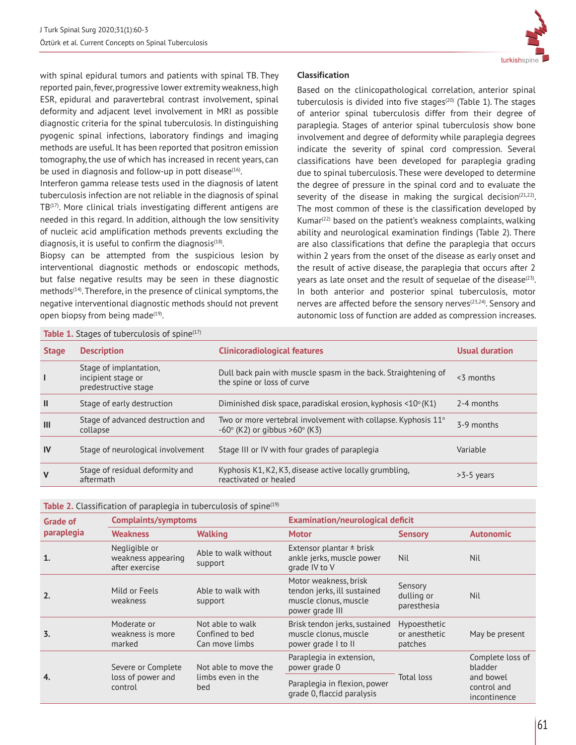with spinal epidural tumors and patients with spinal TB. They reported pain, fever, progressive lower extremity weakness, high ESR, epidural and paravertebral contrast involvement, spinal deformity and adjacent level involvement in MRI as possible diagnostic criteria for the spinal tuberculosis. In distinguishing pyogenic spinal infections, laboratory findings and imaging methods are useful. It has been reported that positron emission tomography, the use of which has increased in recent years, can be used in diagnosis and follow-up in pott disease[16].

Interferon gamma release tests used in the diagnosis of latent tuberculosis infection are not reliable in the diagnosis of spinal TB[17]. More clinical trials investigating different antigens are needed in this regard. In addition, although the low sensitivity of nucleic acid amplification methods prevents excluding the diagnosis, it is useful to confirm the diagnosis[18].

Biopsy can be attempted from the suspicious lesion by interventional diagnostic methods or endoscopic methods, but false negative results may be seen in these diagnostic methods[14]. Therefore, in the presence of clinical symptoms, the negative interventional diagnostic methods should not prevent open biopsy from being made[19].

### Classification

Based on the clinicopathological correlation, anterior spinal tuberculosis is divided into five stages[20] (Table 1). The stages of anterior spinal tuberculosis differ from their degree of paraplegia. Stages of anterior spinal tuberculosis show bone involvement and degree of deformity while paraplegia degrees indicate the severity of spinal cord compression. Several classifications have been developed for paraplegia grading due to spinal tuberculosis. These were developed to determine the degree of pressure in the spinal cord and to evaluate the severity of the disease in making the surgical decision[21,22]. The most common of these is the classification developed by Kumar[22] based on the patient's weakness complaints, walking ability and neurological examination findings (Table 2). There are also classifications that define the paraplegia that occurs within 2 years from the onset of the disease as early onset and the result of active disease, the paraplegia that occurs after 2 years as late onset and the result of sequelae of the disease[23]. In both anterior and posterior spinal tuberculosis, motor nerves are affected before the sensory nerves[23,24]. Sensory and autonomic loss of function are added as compression increases.

**Table 1.** Stages of tuberculosis of spine[17]

| Stage | Description | Clinicoradiological features | Usual duration |
|---|---|---|---|
| I | Stage of implantation, incipient stage or predestructive stage | Dull back pain with muscle spasm in the back. Straightening of the spine or loss of curve | <3 months |
| II | Stage of early destruction | Diminished disk space, paradiskal erosion, kyphosis <10° (K1) | 2-4 months |
| III | Stage of advanced destruction and collapse | Two or more vertebral involvement with collapse. Kyphosis 11° -60° (K2) or gibbus >60° (K3) | 3-9 months |
| IV | Stage of neurological involvement | Stage III or IV with four grades of paraplegia | Variable |
| V | Stage of residual deformity and aftermath | Kyphosis K1, K2, K3, disease active locally grumbling, reactivated or healed | >3-5 years |

**Table 2.** Classification of paraplegia in tuberculosis of spine[19]

| Grade of paraplegia | Complaints/symptoms | | Examination/neurological deficit | | |
|---|---|---|---|---|---|
| | Weakness | Walking | Motor | Sensory | Autonomic |
| 1. | Negligible or weakness appearing after exercise | Able to walk without support | Extensor plantar ± brisk ankle jerks, muscle power grade IV to V | Nil | Nil |
| 2. | Mild or Feels weakness | Able to walk with support | Motor weakness, brisk tendon jerks, ill sustained muscle clonus, muscle power grade III | Sensory dulling or paresthesia | Nil |
| 3. | Moderate or weakness is more marked | Not able to walk Confined to bed Can move limbs | Brisk tendon jerks, sustained muscle clonus, muscle power grade I to II | Hypoesthetic or anesthetic patches | May be present |
| 4. | Severe or Complete loss of power and control | Not able to move the limbs even in the bed | Paraplegia in extension, power grade 0<br>Paraplegia in flexion, power grade 0, flaccid paralysis | Total loss | Complete loss of bladder and bowel control and incontinence |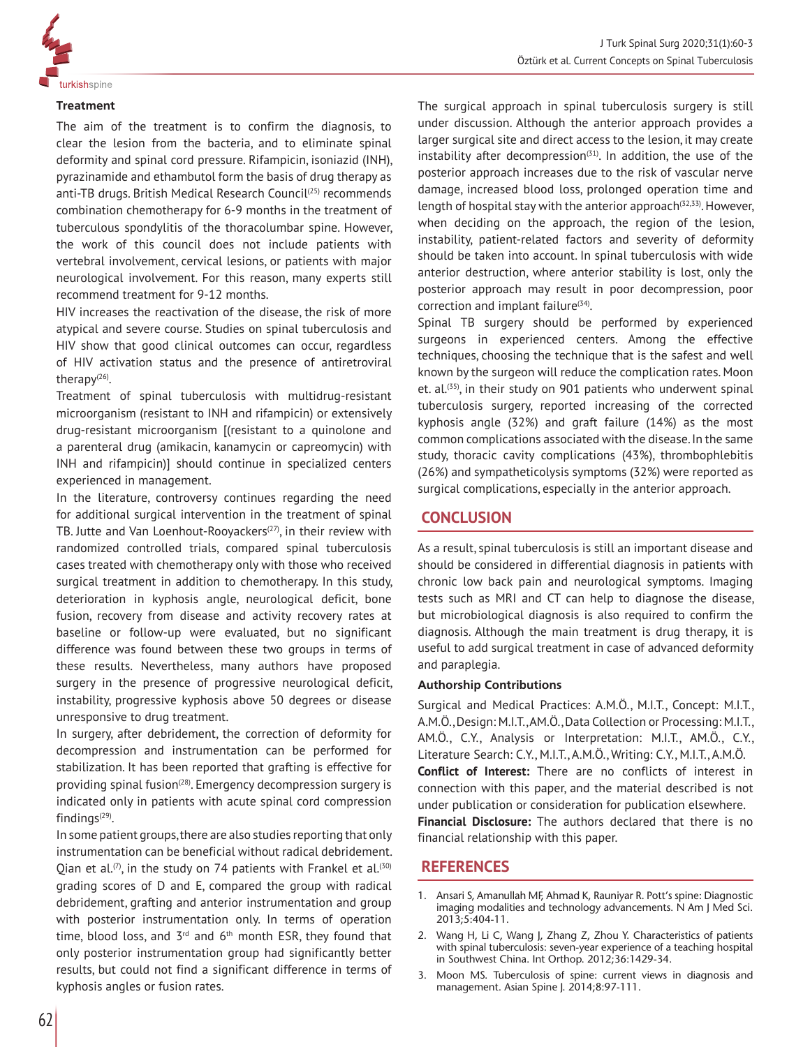### Treatment

The aim of the treatment is to confirm the diagnosis, to clear the lesion from the bacteria, and to eliminate spinal deformity and spinal cord pressure. Rifampicin, isoniazid (INH), pyrazinamide and ethambutol form the basis of drug therapy as anti-TB drugs. British Medical Research Council[25] recommends combination chemotherapy for 6-9 months in the treatment of tuberculous spondylitis of the thoracolumbar spine. However, the work of this council does not include patients with vertebral involvement, cervical lesions, or patients with major neurological involvement. For this reason, many experts still recommend treatment for 9-12 months.

HIV increases the reactivation of the disease, the risk of more atypical and severe course. Studies on spinal tuberculosis and HIV show that good clinical outcomes can occur, regardless of HIV activation status and the presence of antiretroviral therapy[26].

Treatment of spinal tuberculosis with multidrug-resistant microorganism (resistant to INH and rifampicin) or extensively drug-resistant microorganism [(resistant to a quinolone and a parenteral drug (amikacin, kanamycin or capreomycin) with INH and rifampicin)] should continue in specialized centers experienced in management.

In the literature, controversy continues regarding the need for additional surgical intervention in the treatment of spinal TB. Jutte and Van Loenhout-Rooyackers[27], in their review with randomized controlled trials, compared spinal tuberculosis cases treated with chemotherapy only with those who received surgical treatment in addition to chemotherapy. In this study, deterioration in kyphosis angle, neurological deficit, bone fusion, recovery from disease and activity recovery rates at baseline or follow-up were evaluated, but no significant difference was found between these two groups in terms of these results. Nevertheless, many authors have proposed surgery in the presence of progressive neurological deficit, instability, progressive kyphosis above 50 degrees or disease unresponsive to drug treatment.

In surgery, after debridement, the correction of deformity for decompression and instrumentation can be performed for stabilization. It has been reported that grafting is effective for providing spinal fusion[28]. Emergency decompression surgery is indicated only in patients with acute spinal cord compression findings[29].

In some patient groups, there are also studies reporting that only instrumentation can be beneficial without radical debridement. Qian et al.[7], in the study on 74 patients with Frankel et al.[30] grading scores of D and E, compared the group with radical debridement, grafting and anterior instrumentation and group with posterior instrumentation only. In terms of operation time, blood loss, and 3rd and 6th month ESR, they found that only posterior instrumentation group had significantly better results, but could not find a significant difference in terms of kyphosis angles or fusion rates.

The surgical approach in spinal tuberculosis surgery is still under discussion. Although the anterior approach provides a larger surgical site and direct access to the lesion, it may create instability after decompression[31]. In addition, the use of the posterior approach increases due to the risk of vascular nerve damage, increased blood loss, prolonged operation time and length of hospital stay with the anterior approach[32,33]. However, when deciding on the approach, the region of the lesion, instability, patient-related factors and severity of deformity should be taken into account. In spinal tuberculosis with wide anterior destruction, where anterior stability is lost, only the posterior approach may result in poor decompression, poor correction and implant failure[34].

Spinal TB surgery should be performed by experienced surgeons in experienced centers. Among the effective techniques, choosing the technique that is the safest and well known by the surgeon will reduce the complication rates. Moon et. al.[35], in their study on 901 patients who underwent spinal tuberculosis surgery, reported increasing of the corrected kyphosis angle (32%) and graft failure (14%) as the most common complications associated with the disease. In the same study, thoracic cavity complications (43%), thrombophlebitis (26%) and sympatheticolysis symptoms (32%) were reported as surgical complications, especially in the anterior approach.

## CONCLUSION

As a result, spinal tuberculosis is still an important disease and should be considered in differential diagnosis in patients with chronic low back pain and neurological symptoms. Imaging tests such as MRI and CT can help to diagnose the disease, but microbiological diagnosis is also required to confirm the diagnosis. Although the main treatment is drug therapy, it is useful to add surgical treatment in case of advanced deformity and paraplegia.

### Authorship Contributions

Surgical and Medical Practices: A.M.Ö., M.I.T., Concept: M.I.T., A.M.Ö., Design: M.I.T., AM.Ö., Data Collection or Processing: M.I.T., AM.Ö., C.Y., Analysis or Interpretation: M.I.T., AM.Ö., C.Y., Literature Search: C.Y., M.I.T., A.M.Ö., Writing: C.Y., M.I.T., A.M.Ö.

**Conflict of Interest:** There are no conflicts of interest in connection with this paper, and the material described is not under publication or consideration for publication elsewhere.

**Financial Disclosure:** The authors declared that there is no financial relationship with this paper.

## REFERENCES

1. Ansari S, Amanullah MF, Ahmad K, Rauniyar R. Pott's spine: Diagnostic imaging modalities and technology advancements. N Am J Med Sci. 2013;5:404-11.
2. Wang H, Li C, Wang J, Zhang Z, Zhou Y. Characteristics of patients with spinal tuberculosis: seven-year experience of a teaching hospital in Southwest China. Int Orthop. 2012;36:1429-34.
3. Moon MS. Tuberculosis of spine: current views in diagnosis and management. Asian Spine J. 2014;8:97-111.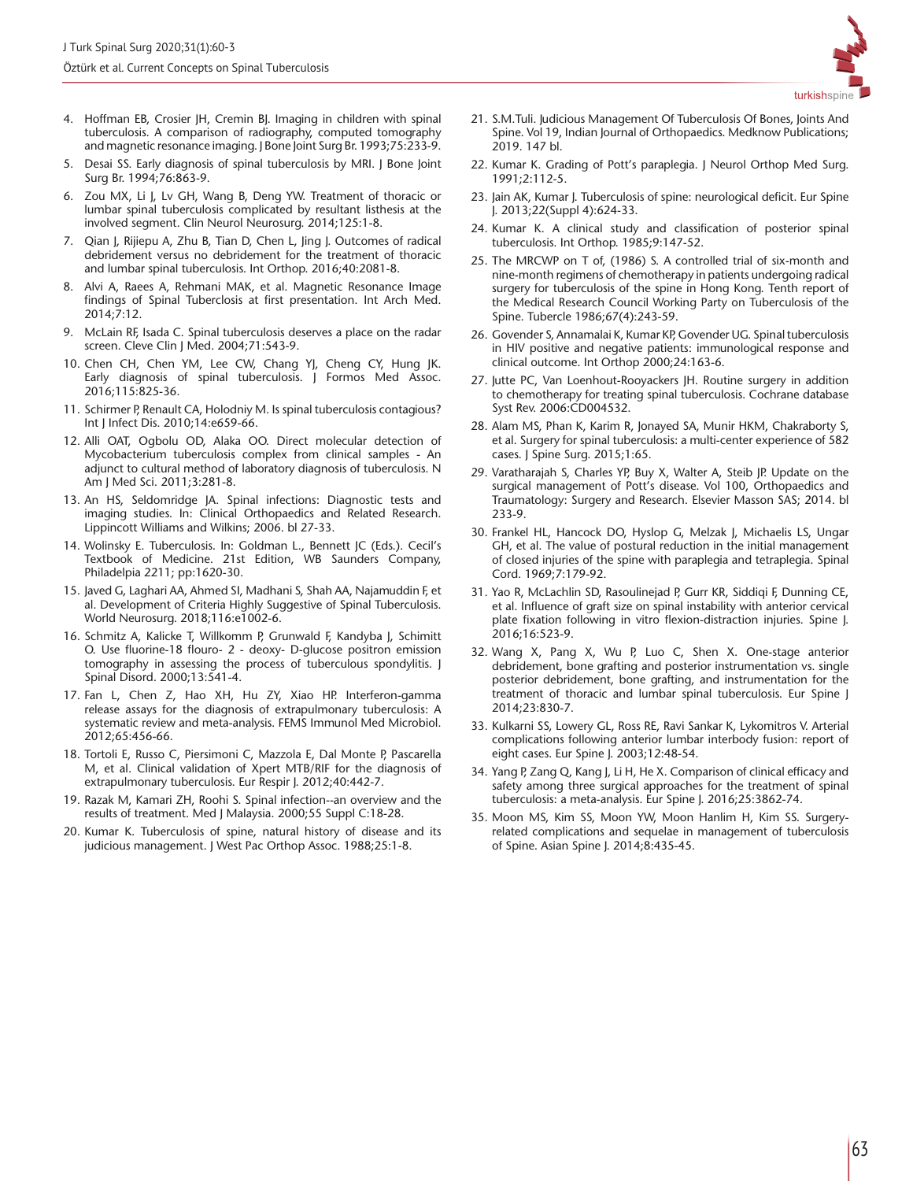4. Hoffman EB, Crosier JH, Cremin BJ. Imaging in children with spinal tuberculosis. A comparison of radiography, computed tomography and magnetic resonance imaging. J Bone Joint Surg Br. 1993;75:233-9.
5. Desai SS. Early diagnosis of spinal tuberculosis by MRI. J Bone Joint Surg Br. 1994;76:863-9.
6. Zou MX, Li J, Lv GH, Wang B, Deng YW. Treatment of thoracic or lumbar spinal tuberculosis complicated by resultant listhesis at the involved segment. Clin Neurol Neurosurg. 2014;125:1-8.
7. Qian J, Rijiepu A, Zhu B, Tian D, Chen L, Jing J. Outcomes of radical debridement versus no debridement for the treatment of thoracic and lumbar spinal tuberculosis. Int Orthop. 2016;40:2081-8.
8. Alvi A, Raees A, Rehmani MAK, et al. Magnetic Resonance Image findings of Spinal Tuberclosis at first presentation. Int Arch Med. 2014;7:12.
9. McLain RF, Isada C. Spinal tuberculosis deserves a place on the radar screen. Cleve Clin J Med. 2004;71:543-9.
10. Chen CH, Chen YM, Lee CW, Chang YJ, Cheng CY, Hung JK. Early diagnosis of spinal tuberculosis. J Formos Med Assoc. 2016;115:825-36.
11. Schirmer P, Renault CA, Holodniy M. Is spinal tuberculosis contagious? Int J Infect Dis. 2010;14:e659-66.
12. Alli OAT, Ogbolu OD, Alaka OO. Direct molecular detection of Mycobacterium tuberculosis complex from clinical samples - An adjunct to cultural method of laboratory diagnosis of tuberculosis. N Am J Med Sci. 2011;3:281-8.
13. An HS, Seldomridge JA. Spinal infections: Diagnostic tests and imaging studies. In: Clinical Orthopaedics and Related Research. Lippincott Williams and Wilkins; 2006. bl 27-33.
14. Wolinsky E. Tuberculosis. In: Goldman L., Bennett JC (Eds.). Cecil's Textbook of Medicine. 21st Edition, WB Saunders Company, Philadelphia 2211; pp:1620-30.
15. Javed G, Laghari AA, Ahmed SI, Madhani S, Shah AA, Najamuddin F, et al. Development of Criteria Highly Suggestive of Spinal Tuberculosis. World Neurosurg. 2018;116:e1002-6.
16. Schmitz A, Kalicke T, Willkomm P, Grunwald F, Kandyba J, Schimitt O. Use fluorine-18 flouro- 2 - deoxy- D-glucose positron emission tomography in assessing the process of tuberculous spondylitis. J Spinal Disord. 2000;13:541-4.
17. Fan L, Chen Z, Hao XH, Hu ZY, Xiao HP. Interferon-gamma release assays for the diagnosis of extrapulmonary tuberculosis: A systematic review and meta-analysis. FEMS Immunol Med Microbiol. 2012;65:456-66.
18. Tortoli E, Russo C, Piersimoni C, Mazzola E, Dal Monte P, Pascarella M, et al. Clinical validation of Xpert MTB/RIF for the diagnosis of extrapulmonary tuberculosis. Eur Respir J. 2012;40:442-7.
19. Razak M, Kamari ZH, Roohi S. Spinal infection--an overview and the results of treatment. Med J Malaysia. 2000;55 Suppl C:18-28.
20. Kumar K. Tuberculosis of spine, natural history of disease and its judicious management. J West Pac Orthop Assoc. 1988;25:1-8.
21. S.M.Tuli. Judicious Management Of Tuberculosis Of Bones, Joints And Spine. Vol 19, Indian Journal of Orthopaedics. Medknow Publications; 2019. 147 bl.
22. Kumar K. Grading of Pott's paraplegia. J Neurol Orthop Med Surg. 1991;2:112-5.
23. Jain AK, Kumar J. Tuberculosis of spine: neurological deficit. Eur Spine J. 2013;22(Suppl 4):624-33.
24. Kumar K. A clinical study and classification of posterior spinal tuberculosis. Int Orthp. 1985;9:147-52.
25. The MRCWP on T of, (1986) S. A controlled trial of six-month and nine-month regimens of chemotherapy in patients undergoing radical surgery for tuberculosis of the spine in Hong Kong. Tenth report of the Medical Research Council Working Party on Tuberculosis of the Spine. Tubercle 1986;67(4):243-59.
26. Govender S, Annamalai K, Kumar KP, Govender UG. Spinal tuberculosis in HIV positive and negative patients: immunological response and clinical outcome. Int Orthop 2000;24:163-6.
27. Jutte PC, Van Loenhout-Rooyackers JH. Routine surgery in addition to chemotherapy for treating spinal tuberculosis. Cochrane database Syst Rev. 2006:CD004532.
28. Alam MS, Phan K, Karim R, Jonayed SA, Munir HKM, Chakraborty S, et al. Surgery for spinal tuberculosis: a multi-center experience of 582 cases. J Spine Surg. 2015;1:65.
29. Varatharajah S, Charles YP, Buy X, Walter A, Steib JP. Update on the surgical management of Pott's disease. Vol 100, Orthopaedics and Traumatology: Surgery and Research. Elsevier Masson SAS; 2014. bl 233-9.
30. Frankel HL, Hancock DO, Hyslop G, Melzak J, Michaelis LS, Ungar GH, et al. The value of postural reduction in the initial management of closed injuries of the spine with paraplegia and tetraplegia. Spinal Cord. 1969;7:179-92.
31. Yao R, McLachlin SD, Rasoulinejad P, Gurr KR, Siddiqi F, Dunning CE, et al. Influence of graft size on spinal instability with anterior cervical plate fixation following in vitro flexion-distraction injuries. Spine J. 2016;16:523-9.
32. Wang X, Pang X, Wu P, Luo C, Shen X. One-stage anterior debridement, bone grafting and posterior instrumentation vs. single posterior debridement, bone grafting, and instrumentation for the treatment of thoracic and lumbar spinal tuberculosis. Eur Spine J 2014;23:830-7.
33. Kulkarni SS, Lowery GL, Ross RE, Ravi Sankar K, Lykomitros V. Arterial complications following anterior lumbar interbody fusion: report of eight cases. Eur Spine J. 2003;12:48-54.
34. Yang P, Zang Q, Kang J, Li H, He X. Comparison of clinical efficacy and safety among three surgical approaches for the treatment of spinal tuberculosis: a meta-analysis. Eur Spine J. 2016;25:3862-74.
35. Moon MS, Kim SS, Moon YW, Moon Hanlim H, Kim SS. Surgery-related complications and sequelae in management of tuberculosis of Spine. Asian Spine J. 2014;8:435-45.